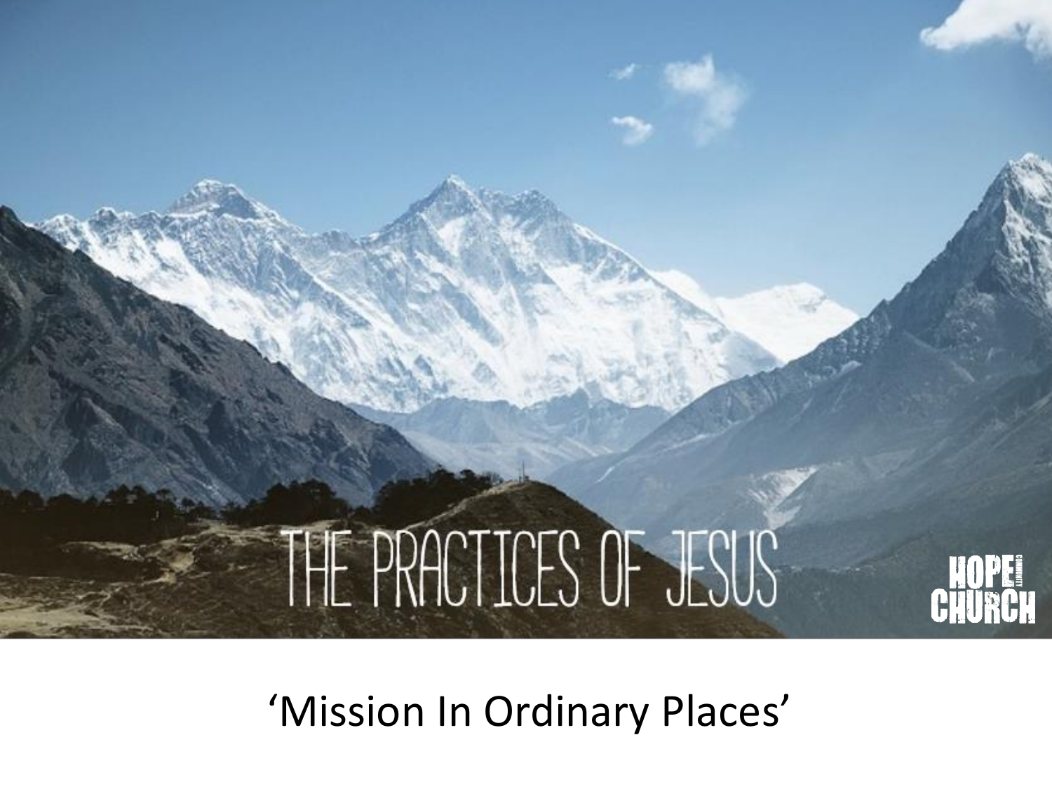# THE PRACTICES OF JESUS

HOPE COMMUNITY CHURCH

'Mission In Ordinary Places'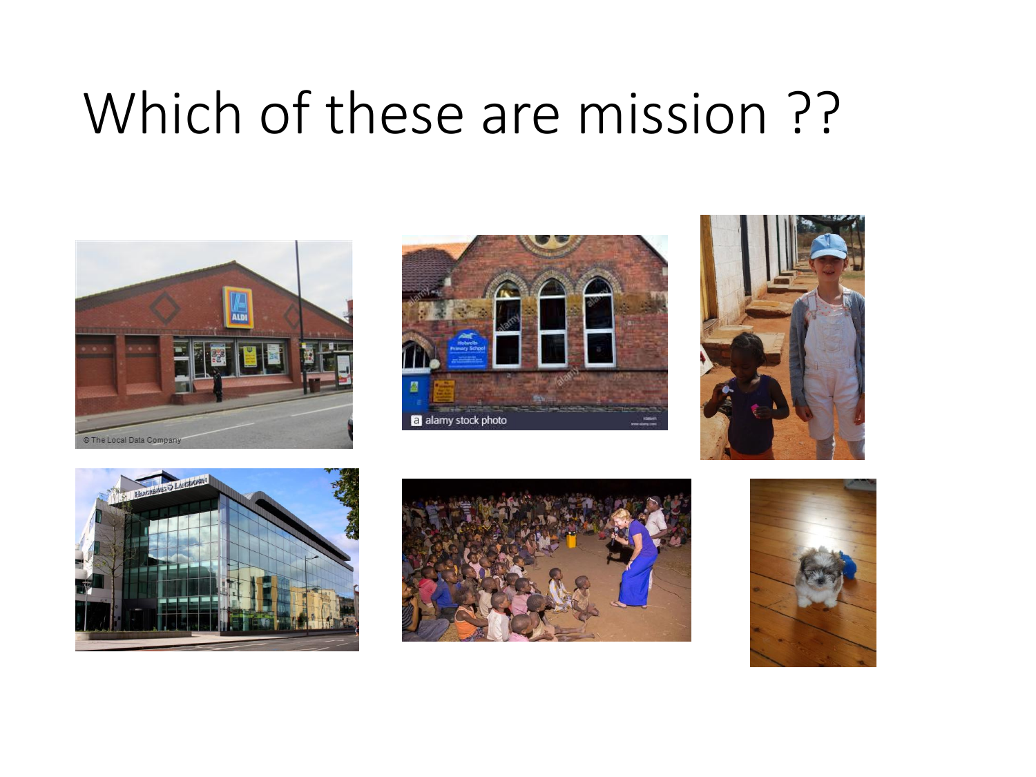# Which of these are mission ??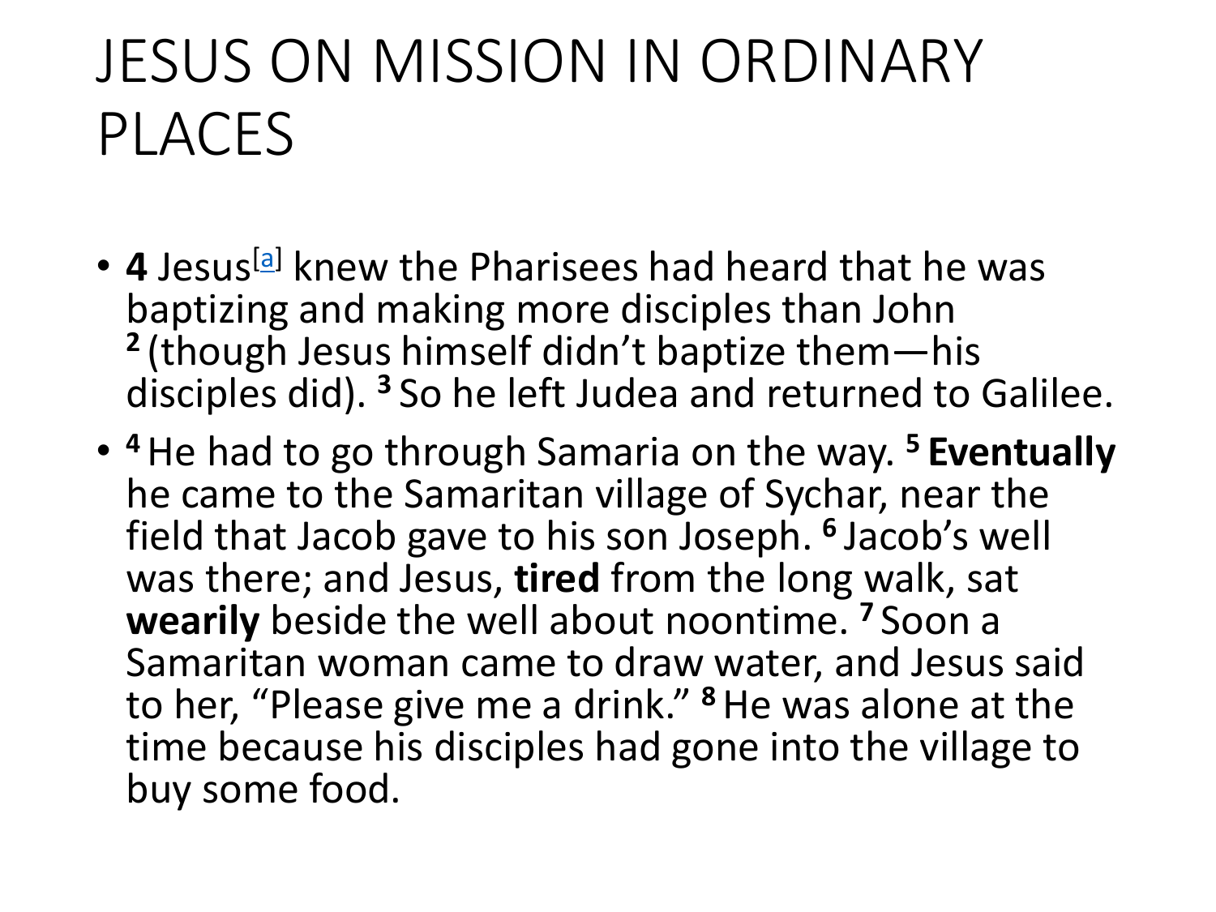# JESUS ON MISSION IN ORDINARY PLACES

- **4** Jesus[a] knew the Pharisees had heard that he was baptizing and making more disciples than John [2] (though Jesus himself didn't baptize them—his disciples did). [3] So he left Judea and returned to Galilee.
- [4] He had to go through Samaria on the way. [5] **Eventually** he came to the Samaritan village of Sychar, near the field that Jacob gave to his son Joseph. [6] Jacob's well was there; and Jesus, **tired** from the long walk, sat **wearily** beside the well about noontime. [7] Soon a Samaritan woman came to draw water, and Jesus said to her, "Please give me a drink." [8] He was alone at the time because his disciples had gone into the village to buy some food.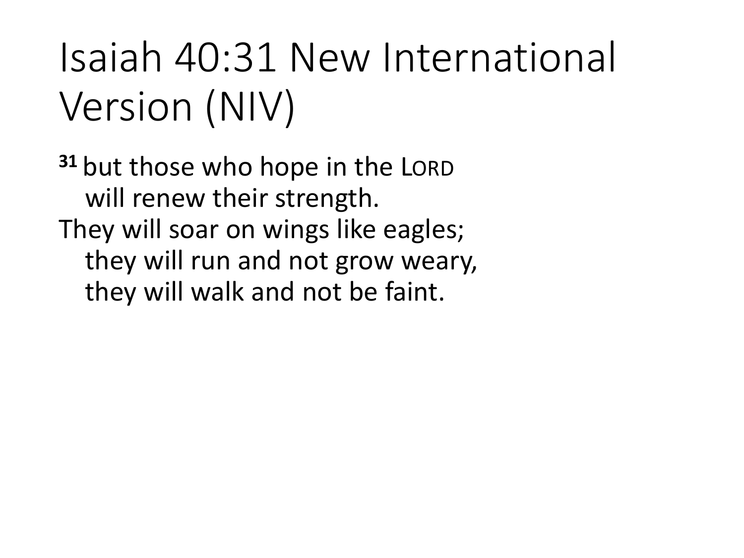# Isaiah 40:31 New International Version (NIV)

**31** but those who hope in the LORD
  will renew their strength.
They will soar on wings like eagles;
  they will run and not grow weary,
  they will walk and not be faint.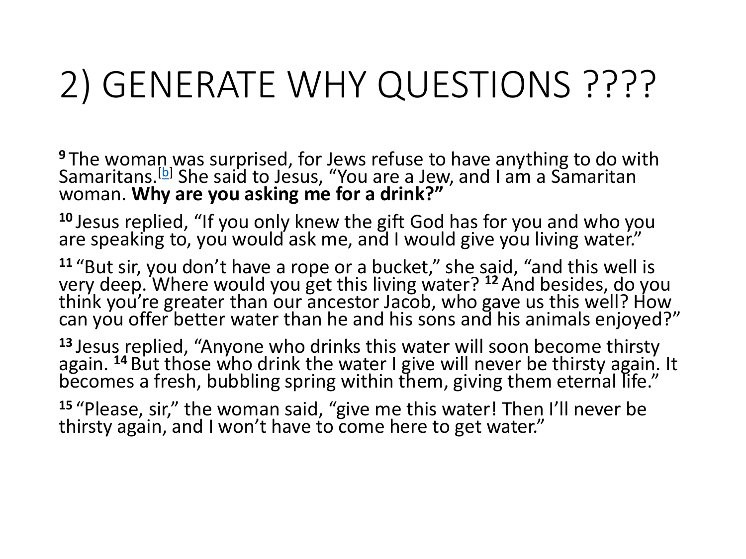# 2) GENERATE WHY QUESTIONS ????

**9** The woman was surprised, for Jews refuse to have anything to do with Samaritans.[b] She said to Jesus, "You are a Jew, and I am a Samaritan woman. **Why are you asking me for a drink?"**

**10** Jesus replied, "If you only knew the gift God has for you and who you are speaking to, you would ask me, and I would give you living water."

**11** "But sir, you don't have a rope or a bucket," she said, "and this well is very deep. Where would you get this living water? **12** And besides, do you think you're greater than our ancestor Jacob, who gave us this well? How can you offer better water than he and his sons and his animals enjoyed?"

**13** Jesus replied, "Anyone who drinks this water will soon become thirsty again. **14** But those who drink the water I give will never be thirsty again. It becomes a fresh, bubbling spring within them, giving them eternal life."

**15** "Please, sir," the woman said, "give me this water! Then I'll never be thirsty again, and I won't have to come here to get water."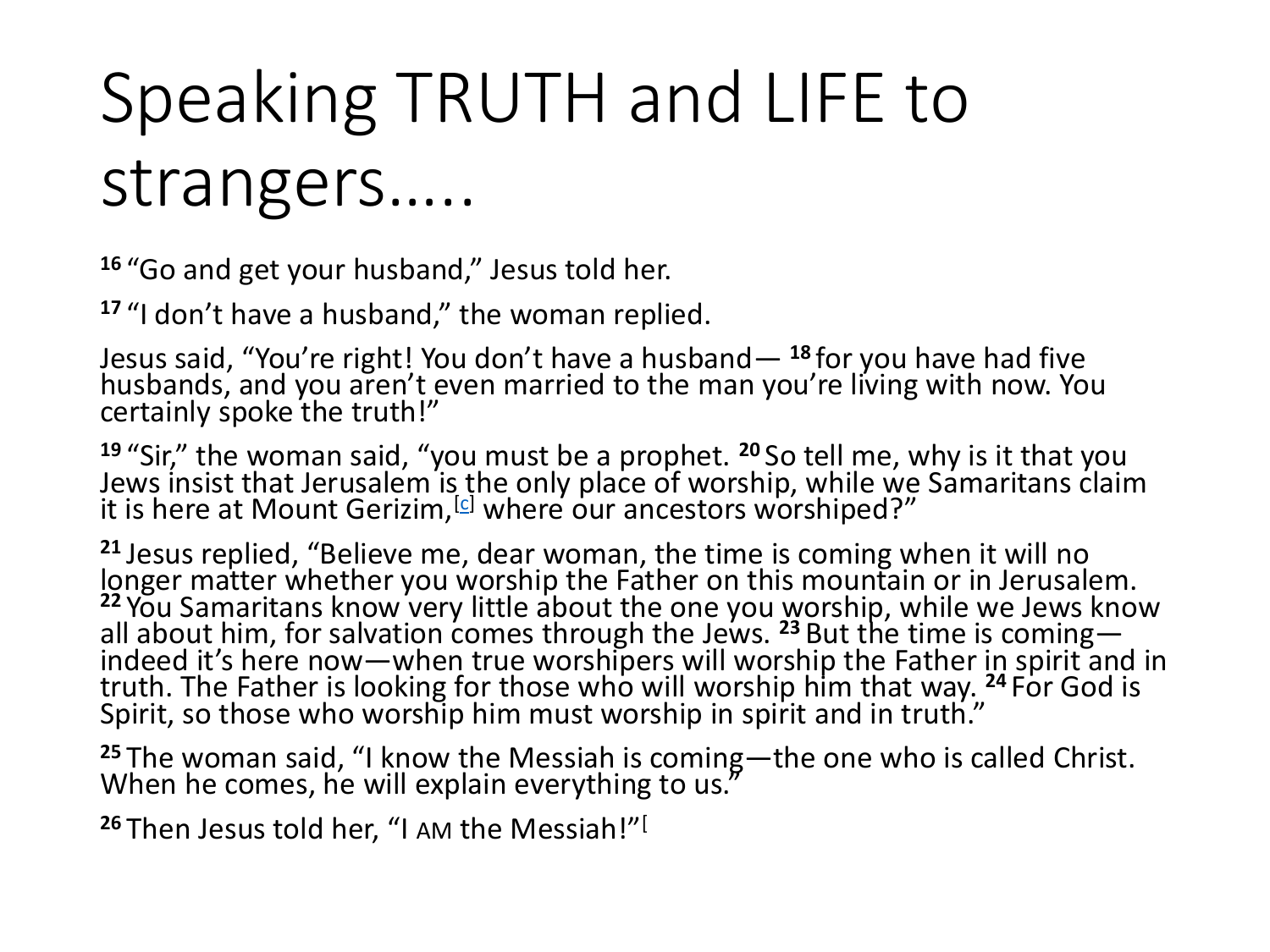# Speaking TRUTH and LIFE to strangers…..

16 "Go and get your husband," Jesus told her.

17 "I don't have a husband," the woman replied.

Jesus said, "You're right! You don't have a husband— 18 for you have had five husbands, and you aren't even married to the man you're living with now. You certainly spoke the truth!"

19 "Sir," the woman said, "you must be a prophet. 20 So tell me, why is it that you Jews insist that Jerusalem is the only place of worship, while we Samaritans claim it is here at Mount Gerizim,[c] where our ancestors worshiped?"

21 Jesus replied, "Believe me, dear woman, the time is coming when it will no longer matter whether you worship the Father on this mountain or in Jerusalem. 22 You Samaritans know very little about the one you worship, while we Jews know all about him, for salvation comes through the Jews. 23 But the time is coming—indeed it's here now—when true worshipers will worship the Father in spirit and in truth. The Father is looking for those who will worship him that way. 24 For God is Spirit, so those who worship him must worship in spirit and in truth."

25 The woman said, "I know the Messiah is coming—the one who is called Christ. When he comes, he will explain everything to us."

26 Then Jesus told her, "I AM the Messiah!"[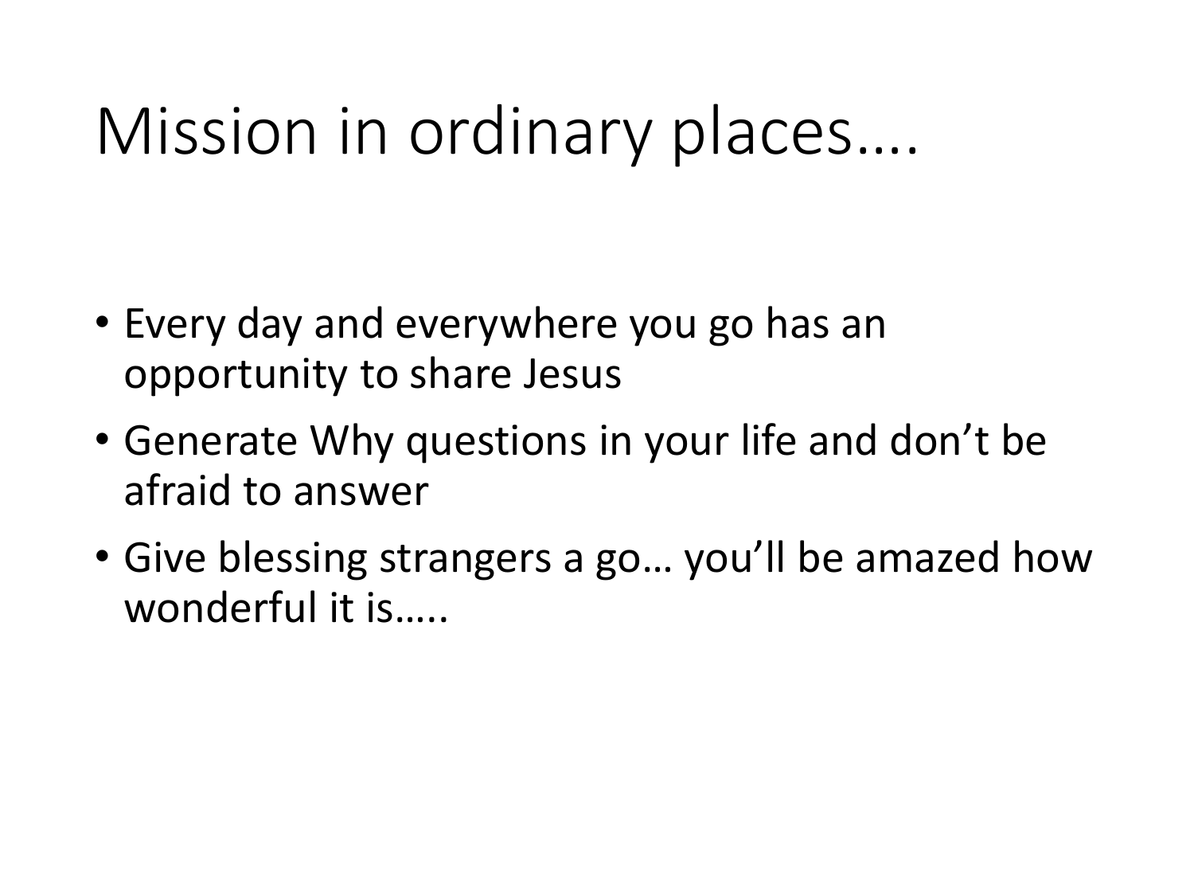# Mission in ordinary places….

- Every day and everywhere you go has an opportunity to share Jesus
- Generate Why questions in your life and don't be afraid to answer
- Give blessing strangers a go… you'll be amazed how wonderful it is…..